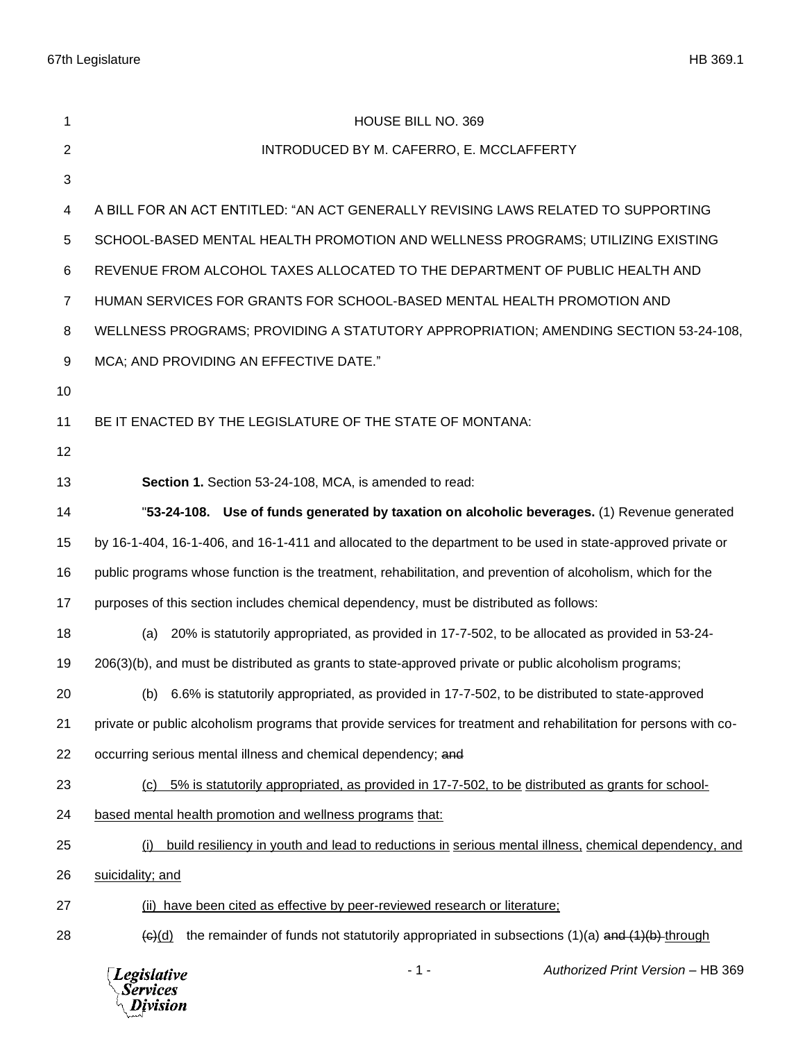HOUSE BILL NO. 369

INTRODUCED BY M. CAFERRO, E. MCCLAFFERTY

A BILL FOR AN ACT ENTITLED: "AN ACT GENERALLY REVISING LAWS RELATED TO SUPPORTING SCHOOL-BASED MENTAL HEALTH PROMOTION AND WELLNESS PROGRAMS; UTILIZING EXISTING REVENUE FROM ALCOHOL TAXES ALLOCATED TO THE DEPARTMENT OF PUBLIC HEALTH AND HUMAN SERVICES FOR GRANTS FOR SCHOOL-BASED MENTAL HEALTH PROMOTION AND WELLNESS PROGRAMS; PROVIDING A STATUTORY APPROPRIATION; AMENDING SECTION 53-24-108, MCA; AND PROVIDING AN EFFECTIVE DATE."

BE IT ENACTED BY THE LEGISLATURE OF THE STATE OF MONTANA:

**Section 1.** Section 53-24-108, MCA, is amended to read:

"**53-24-108. Use of funds generated by taxation on alcoholic beverages.** (1) Revenue generated by 16-1-404, 16-1-406, and 16-1-411 and allocated to the department to be used in state-approved private or public programs whose function is the treatment, rehabilitation, and prevention of alcoholism, which for the purposes of this section includes chemical dependency, must be distributed as follows:

(a) 20% is statutorily appropriated, as provided in 17-7-502, to be allocated as provided in 53-24-206(3)(b), and must be distributed as grants to state-approved private or public alcoholism programs;

(b) 6.6% is statutorily appropriated, as provided in 17-7-502, to be distributed to state-approved private or public alcoholism programs that provide services for treatment and rehabilitation for persons with co-occurring serious mental illness and chemical dependency; ~~and~~

(c) 5% is statutorily appropriated, as provided in 17-7-502, to be distributed as grants for school-based mental health promotion and wellness programs that:

(i) build resiliency in youth and lead to reductions in serious mental illness, chemical dependency, and suicidality; and

(ii) have been cited as effective by peer-reviewed research or literature;

~~(c)~~(d) the remainder of funds not statutorily appropriated in subsections (1)(a) ~~and (1)(b)~~ through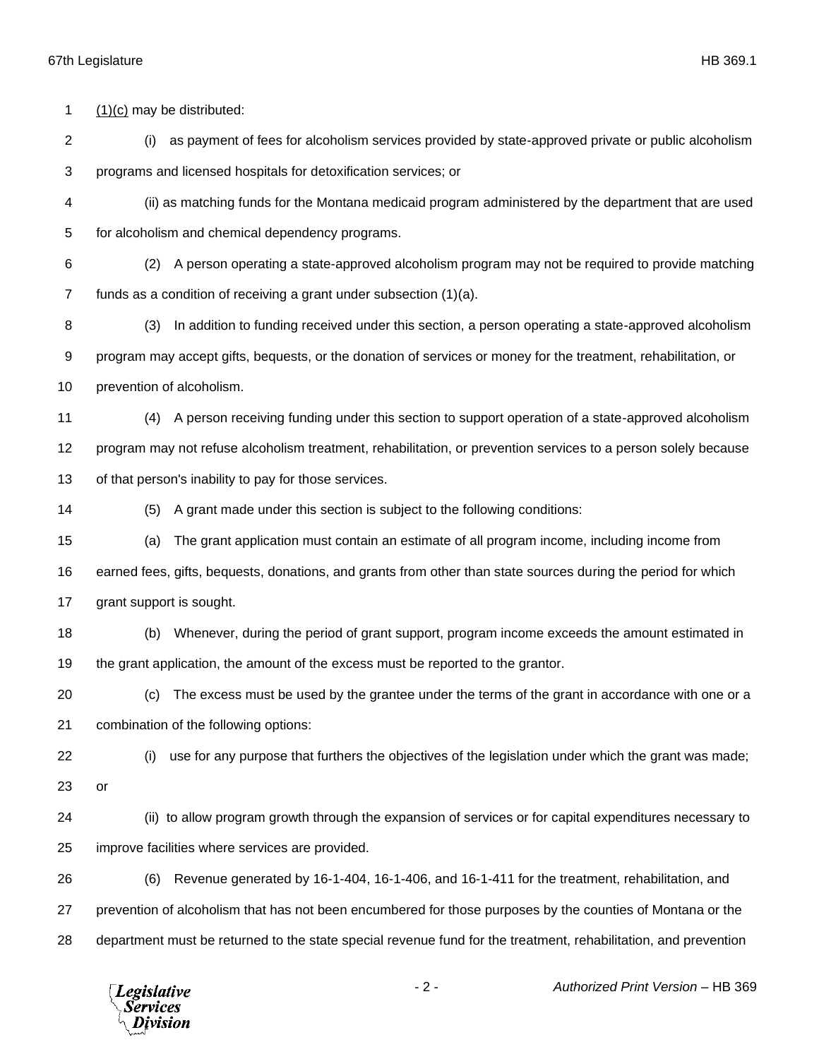(1)(c) may be distributed:

(i) as payment of fees for alcoholism services provided by state-approved private or public alcoholism programs and licensed hospitals for detoxification services; or

(ii) as matching funds for the Montana medicaid program administered by the department that are used for alcoholism and chemical dependency programs.

(2) A person operating a state-approved alcoholism program may not be required to provide matching funds as a condition of receiving a grant under subsection (1)(a).

(3) In addition to funding received under this section, a person operating a state-approved alcoholism program may accept gifts, bequests, or the donation of services or money for the treatment, rehabilitation, or prevention of alcoholism.

(4) A person receiving funding under this section to support operation of a state-approved alcoholism program may not refuse alcoholism treatment, rehabilitation, or prevention services to a person solely because of that person's inability to pay for those services.

(5) A grant made under this section is subject to the following conditions:

(a) The grant application must contain an estimate of all program income, including income from earned fees, gifts, bequests, donations, and grants from other than state sources during the period for which grant support is sought.

(b) Whenever, during the period of grant support, program income exceeds the amount estimated in the grant application, the amount of the excess must be reported to the grantor.

(c) The excess must be used by the grantee under the terms of the grant in accordance with one or a combination of the following options:

(i) use for any purpose that furthers the objectives of the legislation under which the grant was made; or

(ii) to allow program growth through the expansion of services or for capital expenditures necessary to improve facilities where services are provided.

(6) Revenue generated by 16-1-404, 16-1-406, and 16-1-411 for the treatment, rehabilitation, and prevention of alcoholism that has not been encumbered for those purposes by the counties of Montana or the department must be returned to the state special revenue fund for the treatment, rehabilitation, and prevention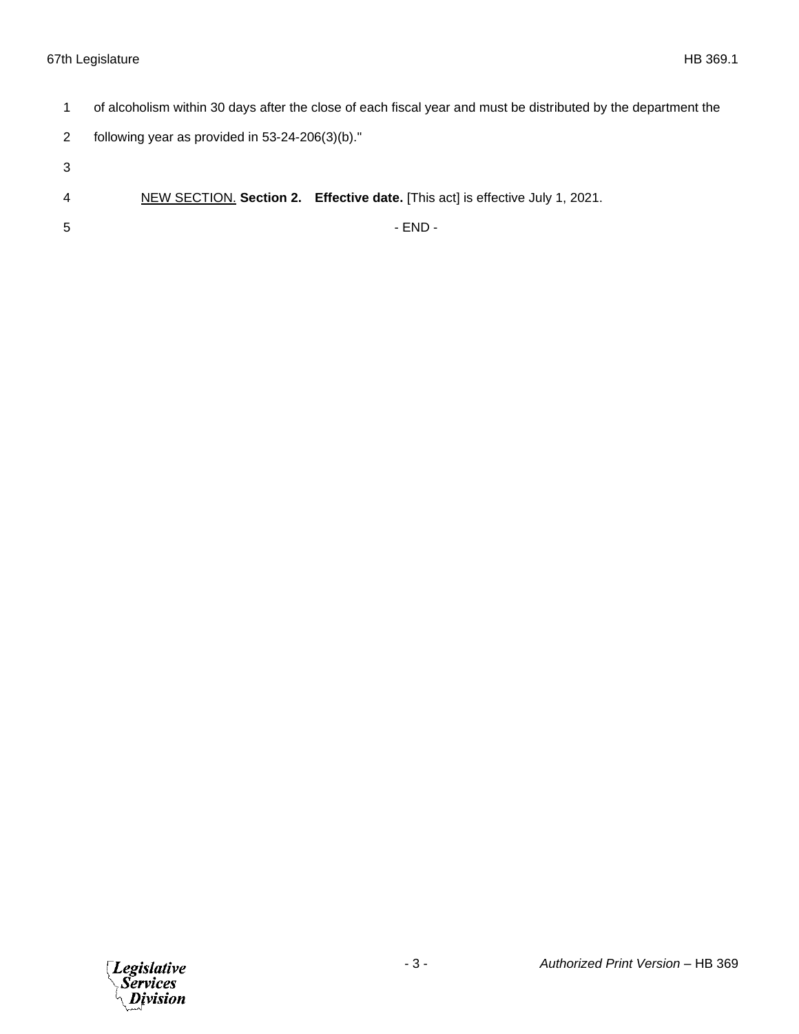of alcoholism within 30 days after the close of each fiscal year and must be distributed by the department the following year as provided in 53-24-206(3)(b)."

NEW SECTION. **Section 2. Effective date.** [This act] is effective July 1, 2021.

- END -